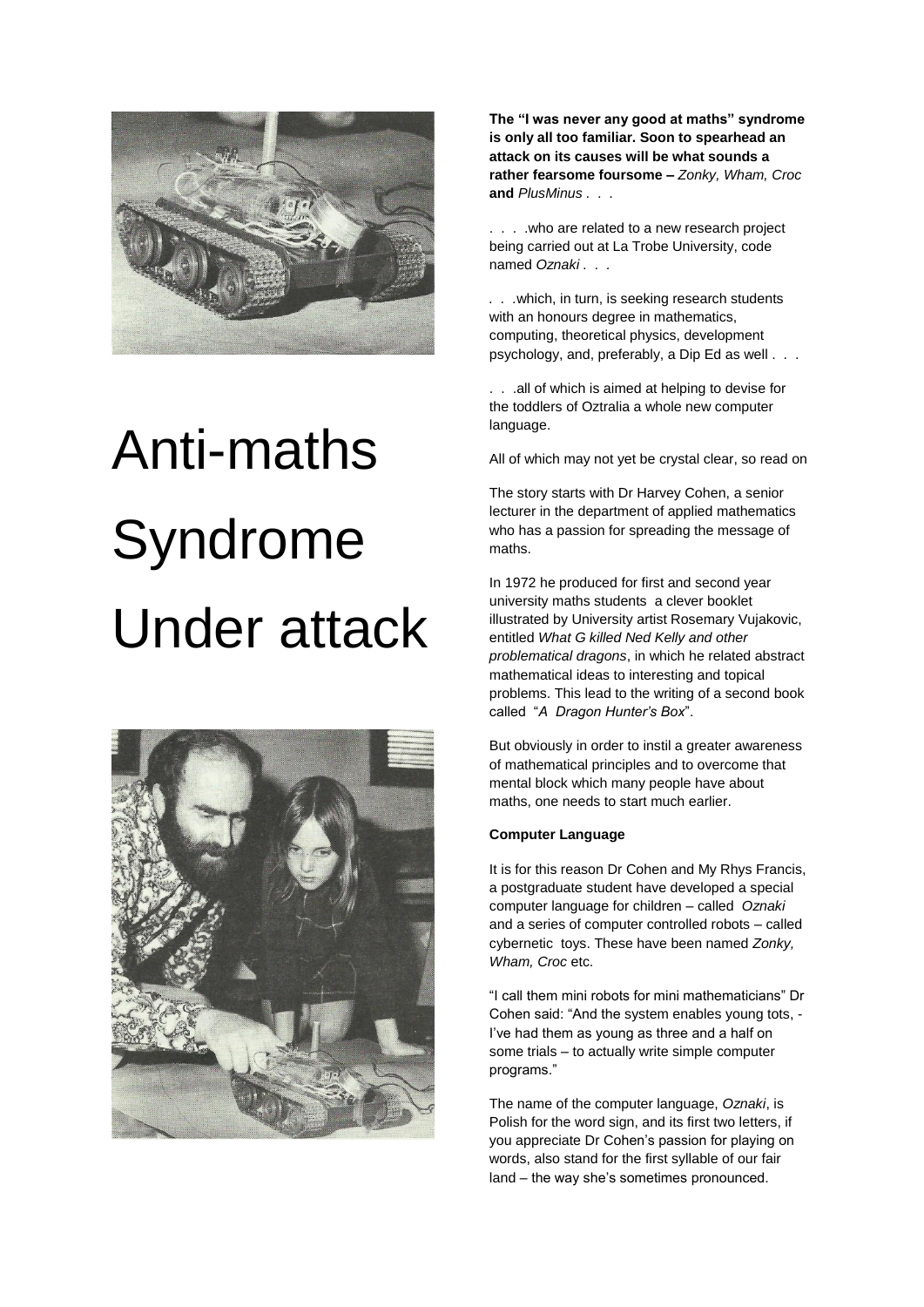# Anti-maths Syndrome Under attack

**The "I was never any good at maths" syndrome is only all too familiar. Soon to spearhead an attack on its causes will be what sounds a rather fearsome foursome –** ***Zonky, Wham, Croc*** **and** ***PlusMinus*** . . .

. . . .who are related to a new research project being carried out at La Trobe University, code named *Oznaki* . . .

. . .which, in turn, is seeking research students with an honours degree in mathematics, computing, theoretical physics, development psychology, and, preferably, a Dip Ed as well . . .

. . .all of which is aimed at helping to devise for the toddlers of Oztralia a whole new computer language.

All of which may not yet be crystal clear, so read on

The story starts with Dr Harvey Cohen, a senior lecturer in the department of applied mathematics who has a passion for spreading the message of maths.

In 1972 he produced for first and second year university maths students a clever booklet illustrated by University artist Rosemary Vujakovic, entitled *What G killed Ned Kelly and other problematical dragons*, in which he related abstract mathematical ideas to interesting and topical problems. This lead to the writing of a second book called "*A Dragon Hunter's Box*".

But obviously in order to instil a greater awareness of mathematical principles and to overcome that mental block which many people have about maths, one needs to start much earlier.

**Computer Language**

It is for this reason Dr Cohen and My Rhys Francis, a postgraduate student have developed a special computer language for children – called *Oznaki* and a series of computer controlled robots – called cybernetic toys. These have been named *Zonky, Wham, Croc* etc.

"I call them mini robots for mini mathematicians" Dr Cohen said: "And the system enables young tots, - I've had them as young as three and a half on some trials – to actually write simple computer programs."

The name of the computer language, *Oznaki*, is Polish for the word sign, and its first two letters, if you appreciate Dr Cohen's passion for playing on words, also stand for the first syllable of our fair land – the way she's sometimes pronounced.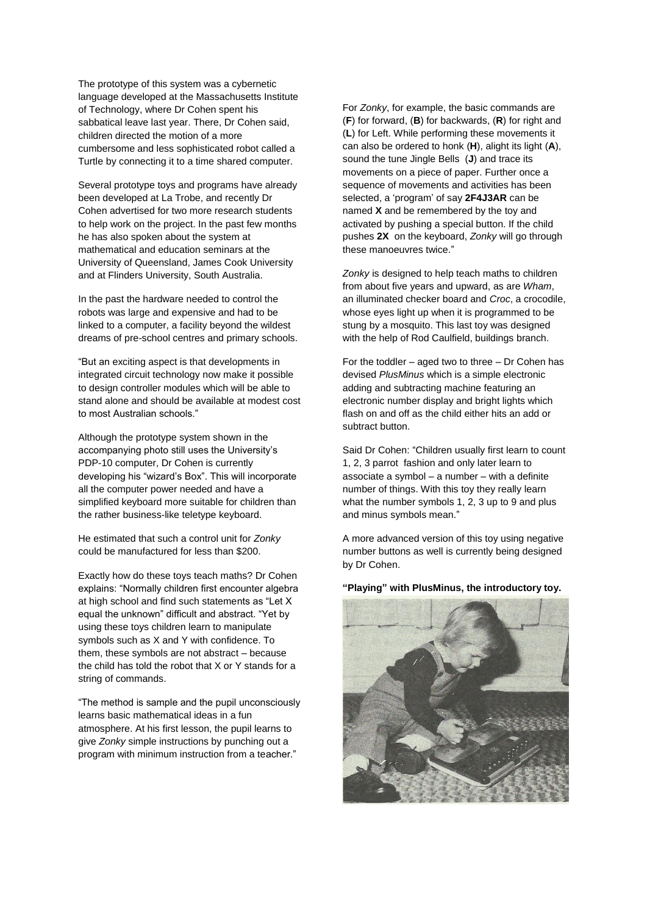The prototype of this system was a cybernetic language developed at the Massachusetts Institute of Technology, where Dr Cohen spent his sabbatical leave last year. There, Dr Cohen said, children directed the motion of a more cumbersome and less sophisticated robot called a Turtle by connecting it to a time shared computer.

Several prototype toys and programs have already been developed at La Trobe, and recently Dr Cohen advertised for two more research students to help work on the project. In the past few months he has also spoken about the system at mathematical and education seminars at the University of Queensland, James Cook University and at Flinders University, South Australia.

In the past the hardware needed to control the robots was large and expensive and had to be linked to a computer, a facility beyond the wildest dreams of pre-school centres and primary schools.

"But an exciting aspect is that developments in integrated circuit technology now make it possible to design controller modules which will be able to stand alone and should be available at modest cost to most Australian schools."

Although the prototype system shown in the accompanying photo still uses the University's PDP-10 computer, Dr Cohen is currently developing his "wizard's Box". This will incorporate all the computer power needed and have a simplified keyboard more suitable for children than the rather business-like teletype keyboard.

He estimated that such a control unit for *Zonky* could be manufactured for less than $200.

Exactly how do these toys teach maths? Dr Cohen explains: "Normally children first encounter algebra at high school and find such statements as "Let X equal the unknown" difficult and abstract. "Yet by using these toys children learn to manipulate symbols such as X and Y with confidence. To them, these symbols are not abstract – because the child has told the robot that X or Y stands for a string of commands.

"The method is sample and the pupil unconsciously learns basic mathematical ideas in a fun atmosphere. At his first lesson, the pupil learns to give *Zonky* simple instructions by punching out a program with minimum instruction from a teacher."

For *Zonky*, for example, the basic commands are (**F**) for forward, (**B**) for backwards, (**R**) for right and (**L**) for Left. While performing these movements it can also be ordered to honk (**H**), alight its light (**A**), sound the tune Jingle Bells (**J**) and trace its movements on a piece of paper. Further once a sequence of movements and activities has been selected, a 'program' of say **2F4J3AR** can be named **X** and be remembered by the toy and activated by pushing a special button. If the child pushes **2X** on the keyboard, *Zonky* will go through these manoeuvres twice."

*Zonky* is designed to help teach maths to children from about five years and upward, as are *Wham*, an illuminated checker board and *Croc*, a crocodile, whose eyes light up when it is programmed to be stung by a mosquito. This last toy was designed with the help of Rod Caulfield, buildings branch.

For the toddler – aged two to three – Dr Cohen has devised *PlusMinus* which is a simple electronic adding and subtracting machine featuring an electronic number display and bright lights which flash on and off as the child either hits an add or subtract button.

Said Dr Cohen: "Children usually first learn to count 1, 2, 3 parrot fashion and only later learn to associate a symbol – a number – with a definite number of things. With this toy they really learn what the number symbols 1, 2, 3 up to 9 and plus and minus symbols mean."

A more advanced version of this toy using negative number buttons as well is currently being designed by Dr Cohen.

**"Playing" with PlusMinus, the introductory toy.**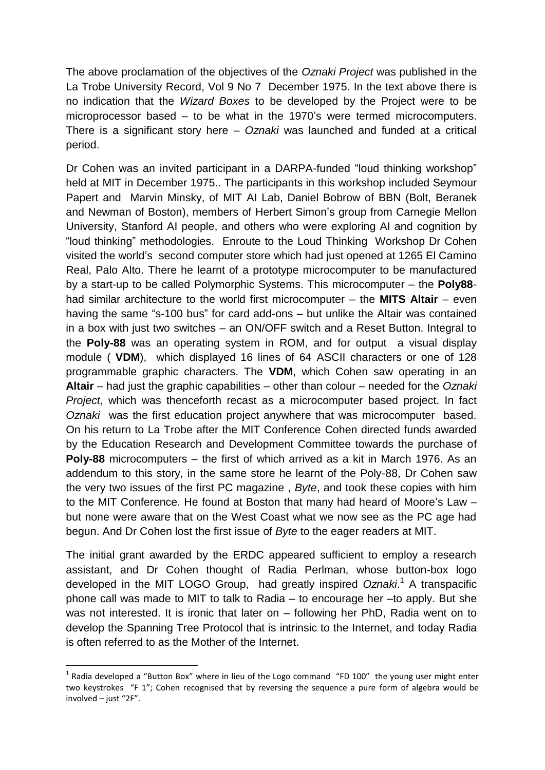The above proclamation of the objectives of the *Oznaki Project* was published in the La Trobe University Record, Vol 9 No 7 December 1975. In the text above there is no indication that the *Wizard Boxes* to be developed by the Project were to be microprocessor based – to be what in the 1970's were termed microcomputers. There is a significant story here – *Oznaki* was launched and funded at a critical period.

Dr Cohen was an invited participant in a DARPA-funded "loud thinking workshop" held at MIT in December 1975.. The participants in this workshop included Seymour Papert and Marvin Minsky, of MIT AI Lab, Daniel Bobrow of BBN (Bolt, Beranek and Newman of Boston), members of Herbert Simon's group from Carnegie Mellon University, Stanford AI people, and others who were exploring AI and cognition by "loud thinking" methodologies. Enroute to the Loud Thinking Workshop Dr Cohen visited the world's second computer store which had just opened at 1265 El Camino Real, Palo Alto. There he learnt of a prototype microcomputer to be manufactured by a start-up to be called Polymorphic Systems. This microcomputer – the **Poly88**- had similar architecture to the world first microcomputer – the **MITS Altair** – even having the same "s-100 bus" for card add-ons – but unlike the Altair was contained in a box with just two switches – an ON/OFF switch and a Reset Button. Integral to the **Poly-88** was an operating system in ROM, and for output a visual display module ( **VDM**), which displayed 16 lines of 64 ASCII characters or one of 128 programmable graphic characters. The **VDM**, which Cohen saw operating in an **Altair** – had just the graphic capabilities – other than colour – needed for the *Oznaki Project*, which was thenceforth recast as a microcomputer based project. In fact *Oznaki* was the first education project anywhere that was microcomputer based. On his return to La Trobe after the MIT Conference Cohen directed funds awarded by the Education Research and Development Committee towards the purchase of **Poly-88** microcomputers – the first of which arrived as a kit in March 1976. As an addendum to this story, in the same store he learnt of the Poly-88, Dr Cohen saw the very two issues of the first PC magazine , *Byte*, and took these copies with him to the MIT Conference. He found at Boston that many had heard of Moore's Law – but none were aware that on the West Coast what we now see as the PC age had begun. And Dr Cohen lost the first issue of *Byte* to the eager readers at MIT.

The initial grant awarded by the ERDC appeared sufficient to employ a research assistant, and Dr Cohen thought of Radia Perlman, whose button-box logo developed in the MIT LOGO Group, had greatly inspired *Oznaki*.[1] A transpacific phone call was made to MIT to talk to Radia – to encourage her –to apply. But she was not interested. It is ironic that later on – following her PhD, Radia went on to develop the Spanning Tree Protocol that is intrinsic to the Internet, and today Radia is often referred to as the Mother of the Internet.

[1] Radia developed a "Button Box" where in lieu of the Logo command "FD 100" the young user might enter two keystrokes "F 1"; Cohen recognised that by reversing the sequence a pure form of algebra would be involved – just "2F".